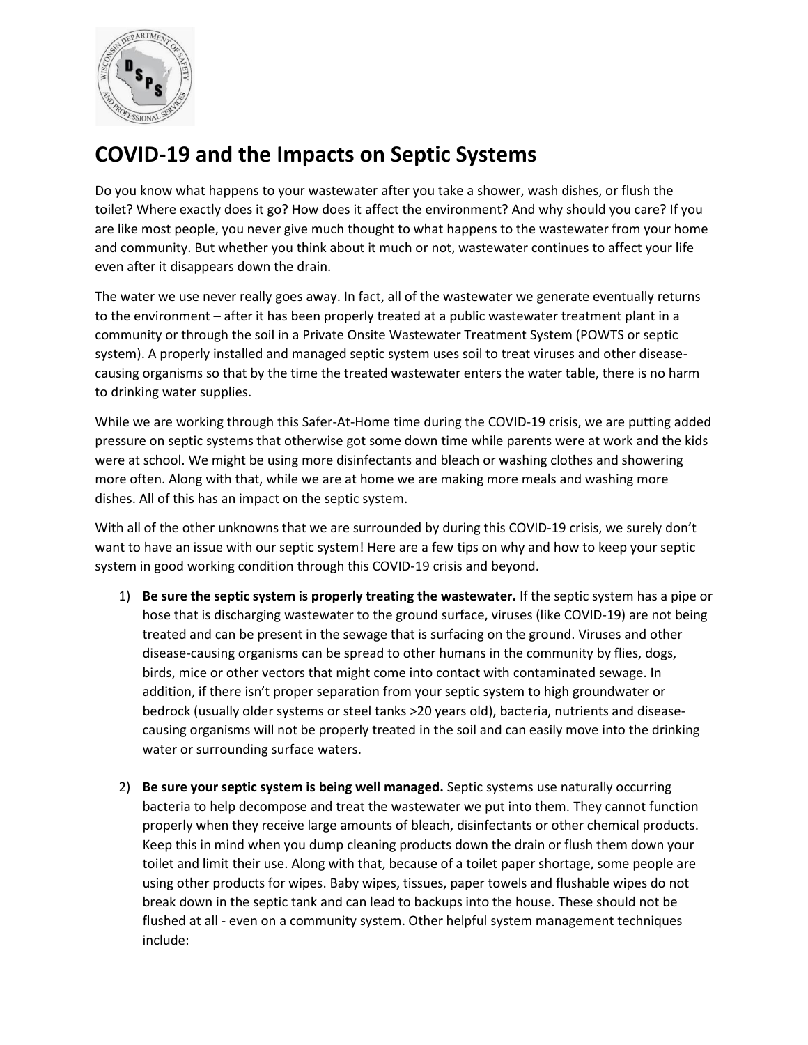# COVID-19 and the Impacts on Septic Systems

Do you know what happens to your wastewater after you take a shower, wash dishes, or flush the toilet? Where exactly does it go? How does it affect the environment? And why should you care? If you are like most people, you never give much thought to what happens to the wastewater from your home and community. But whether you think about it much or not, wastewater continues to affect your life even after it disappears down the drain.

The water we use never really goes away. In fact, all of the wastewater we generate eventually returns to the environment – after it has been properly treated at a public wastewater treatment plant in a community or through the soil in a Private Onsite Wastewater Treatment System (POWTS or septic system). A properly installed and managed septic system uses soil to treat viruses and other disease-causing organisms so that by the time the treated wastewater enters the water table, there is no harm to drinking water supplies.

While we are working through this Safer-At-Home time during the COVID-19 crisis, we are putting added pressure on septic systems that otherwise got some down time while parents were at work and the kids were at school. We might be using more disinfectants and bleach or washing clothes and showering more often. Along with that, while we are at home we are making more meals and washing more dishes. All of this has an impact on the septic system.

With all of the other unknowns that we are surrounded by during this COVID-19 crisis, we surely don't want to have an issue with our septic system! Here are a few tips on why and how to keep your septic system in good working condition through this COVID-19 crisis and beyond.

1) **Be sure the septic system is properly treating the wastewater.** If the septic system has a pipe or hose that is discharging wastewater to the ground surface, viruses (like COVID-19) are not being treated and can be present in the sewage that is surfacing on the ground. Viruses and other disease-causing organisms can be spread to other humans in the community by flies, dogs, birds, mice or other vectors that might come into contact with contaminated sewage. In addition, if there isn't proper separation from your septic system to high groundwater or bedrock (usually older systems or steel tanks >20 years old), bacteria, nutrients and disease-causing organisms will not be properly treated in the soil and can easily move into the drinking water or surrounding surface waters.

2) **Be sure your septic system is being well managed.** Septic systems use naturally occurring bacteria to help decompose and treat the wastewater we put into them. They cannot function properly when they receive large amounts of bleach, disinfectants or other chemical products. Keep this in mind when you dump cleaning products down the drain or flush them down your toilet and limit their use. Along with that, because of a toilet paper shortage, some people are using other products for wipes. Baby wipes, tissues, paper towels and flushable wipes do not break down in the septic tank and can lead to backups into the house. These should not be flushed at all - even on a community system. Other helpful system management techniques include: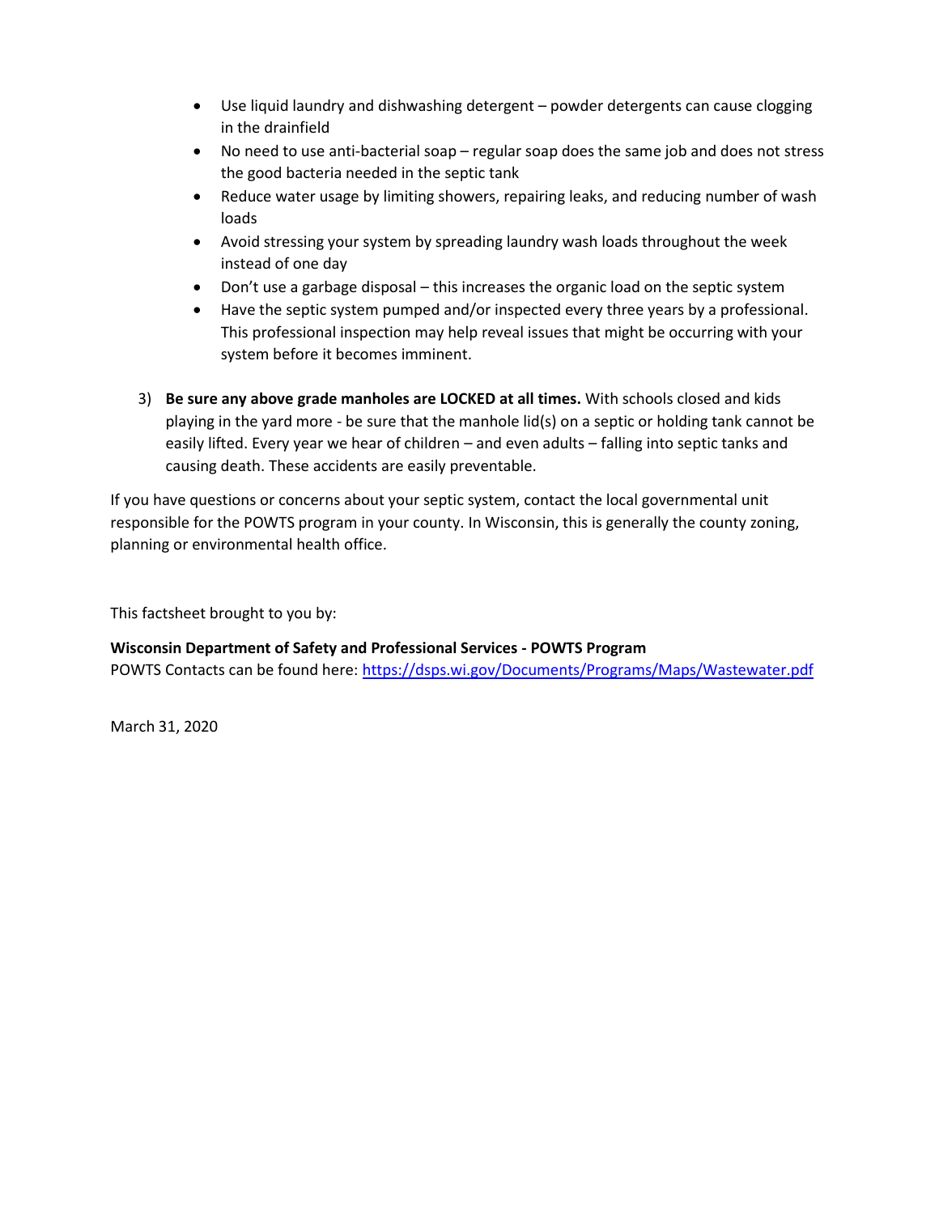- Use liquid laundry and dishwashing detergent – powder detergents can cause clogging in the drainfield
- No need to use anti-bacterial soap – regular soap does the same job and does not stress the good bacteria needed in the septic tank
- Reduce water usage by limiting showers, repairing leaks, and reducing number of wash loads
- Avoid stressing your system by spreading laundry wash loads throughout the week instead of one day
- Don't use a garbage disposal – this increases the organic load on the septic system
- Have the septic system pumped and/or inspected every three years by a professional. This professional inspection may help reveal issues that might be occurring with your system before it becomes imminent.

3) **Be sure any above grade manholes are LOCKED at all times.** With schools closed and kids playing in the yard more - be sure that the manhole lid(s) on a septic or holding tank cannot be easily lifted. Every year we hear of children – and even adults – falling into septic tanks and causing death. These accidents are easily preventable.

If you have questions or concerns about your septic system, contact the local governmental unit responsible for the POWTS program in your county. In Wisconsin, this is generally the county zoning, planning or environmental health office.

This factsheet brought to you by:

**Wisconsin Department of Safety and Professional Services - POWTS Program**
POWTS Contacts can be found here: https://dsps.wi.gov/Documents/Programs/Maps/Wastewater.pdf

March 31, 2020